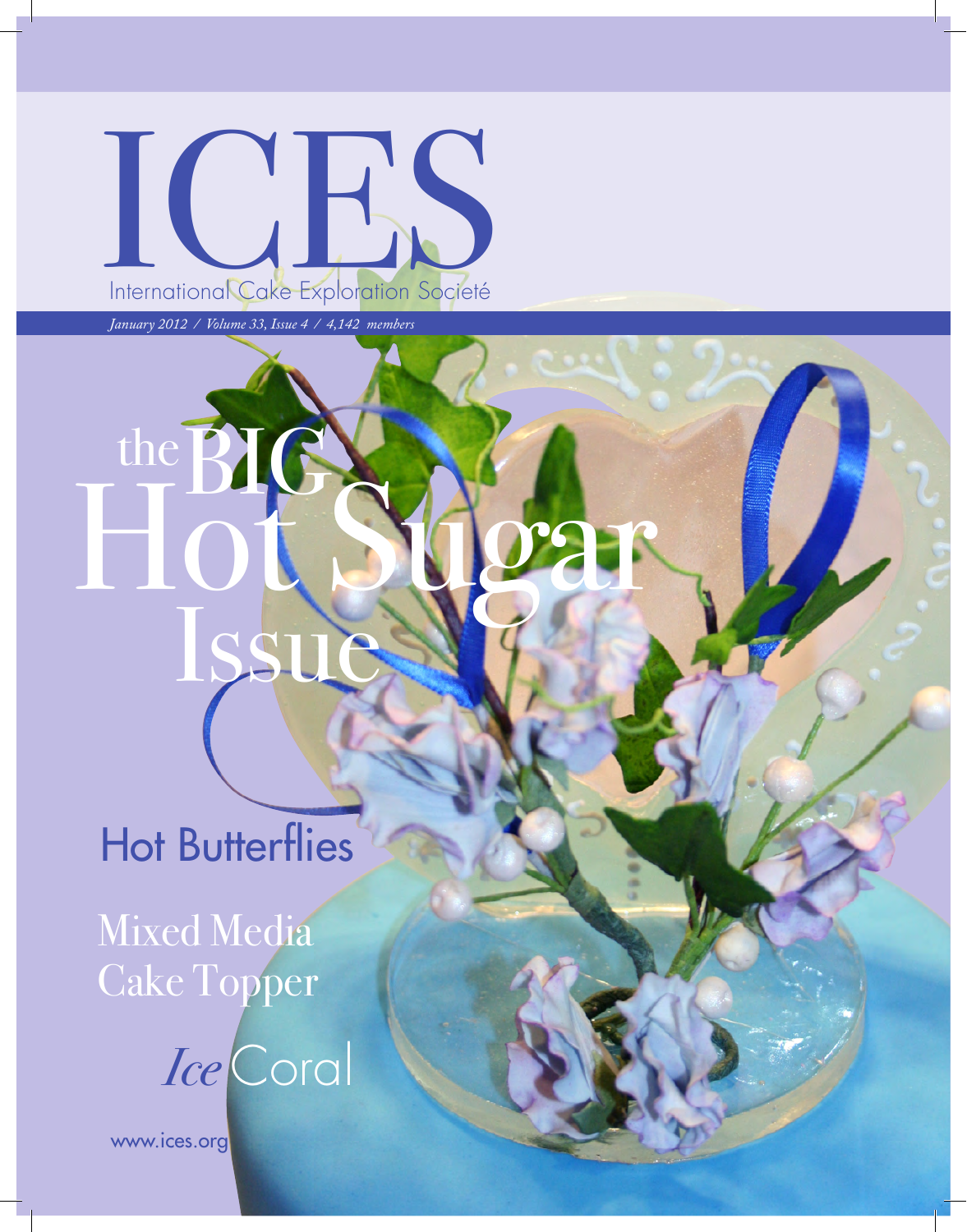# ICES

International Cake Exploration Societé

*January 2012 / Volume 33, Issue 4 / 4,142 members*

## the BIG Hot Sugar Issue

Hot Butterflies

Mixed Media Cake Topper

*Ice* Coral

www.ices.org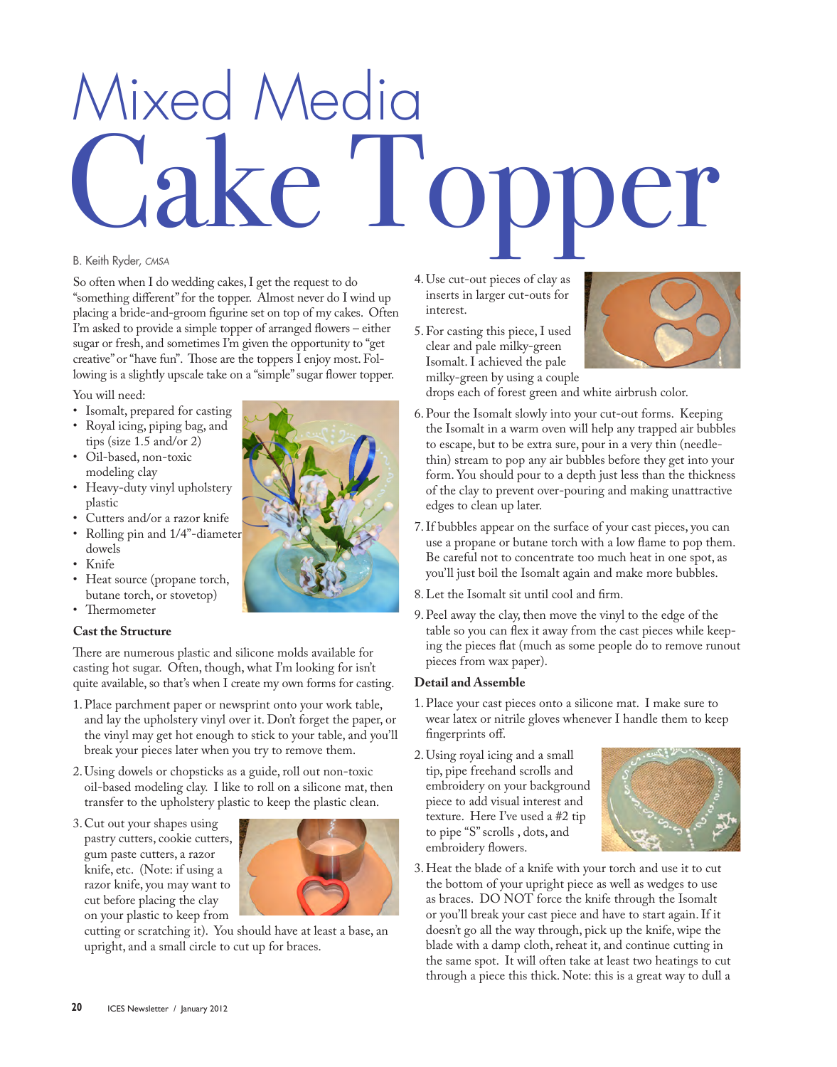# Mixed Media Cake Topper

B. Keith Ryder, *CMSA*

So often when I do wedding cakes, I get the request to do "something different" for the topper. Almost never do I wind up placing a bride-and-groom figurine set on top of my cakes. Often I'm asked to provide a simple topper of arranged flowers – either sugar or fresh, and sometimes I'm given the opportunity to "get creative" or "have fun". Those are the toppers I enjoy most. Following is a slightly upscale take on a "simple" sugar flower topper.

You will need:

- Isomalt, prepared for casting
- Royal icing, piping bag, and tips (size 1.5 and/or 2)
- Oil-based, non-toxic modeling clay
- Heavy-duty vinyl upholstery plastic
- Cutters and/or a razor knife
- Rolling pin and 1/4"-diameter dowels
- Knife
- Heat source (propane torch, butane torch, or stovetop)
- Thermometer

### Cast the Structure

There are numerous plastic and silicone molds available for casting hot sugar. Often, though, what I'm looking for isn't quite available, so that's when I create my own forms for casting.

1. Place parchment paper or newsprint onto your work table, and lay the upholstery vinyl over it. Don't forget the paper, or the vinyl may get hot enough to stick to your table, and you'll break your pieces later when you try to remove them.
2. Using dowels or chopsticks as a guide, roll out non-toxic oil-based modeling clay. I like to roll on a silicone mat, then transfer to the upholstery plastic to keep the plastic clean.
3. Cut out your shapes using pastry cutters, cookie cutters, gum paste cutters, a razor knife, etc. (Note: if using a razor knife, you may want to cut before placing the clay on your plastic to keep from cutting or scratching it). You should have at least a base, an upright, and a small circle to cut up for braces.
4. Use cut-out pieces of clay as inserts in larger cut-outs for interest.
5. For casting this piece, I used clear and pale milky-green Isomalt. I achieved the pale milky-green by using a couple drops each of forest green and white airbrush color.
6. Pour the Isomalt slowly into your cut-out forms. Keeping the Isomalt in a warm oven will help any trapped air bubbles to escape, but to be extra sure, pour in a very thin (needle-thin) stream to pop any air bubbles before they get into your form. You should pour to a depth just less than the thickness of the clay to prevent over-pouring and making unattractive edges to clean up later.
7. If bubbles appear on the surface of your cast pieces, you can use a propane or butane torch with a low flame to pop them. Be careful not to concentrate too much heat in one spot, as you'll just boil the Isomalt again and make more bubbles.
8. Let the Isomalt sit until cool and firm.
9. Peel away the clay, then move the vinyl to the edge of the table so you can flex it away from the cast pieces while keeping the pieces flat (much as some people do to remove runout pieces from wax paper).

### Detail and Assemble

1. Place your cast pieces onto a silicone mat. I make sure to wear latex or nitrile gloves whenever I handle them to keep fingerprints off.
2. Using royal icing and a small tip, pipe freehand scrolls and embroidery on your background piece to add visual interest and texture. Here I've used a #2 tip to pipe "S" scrolls , dots, and embroidery flowers.
3. Heat the blade of a knife with your torch and use it to cut the bottom of your upright piece as well as wedges to use as braces. DO NOT force the knife through the Isomalt or you'll break your cast piece and have to start again. If it doesn't go all the way through, pick up the knife, wipe the blade with a damp cloth, reheat it, and continue cutting in the same spot. It will often take at least two heatings to cut through a piece this thick. Note: this is a great way to dull a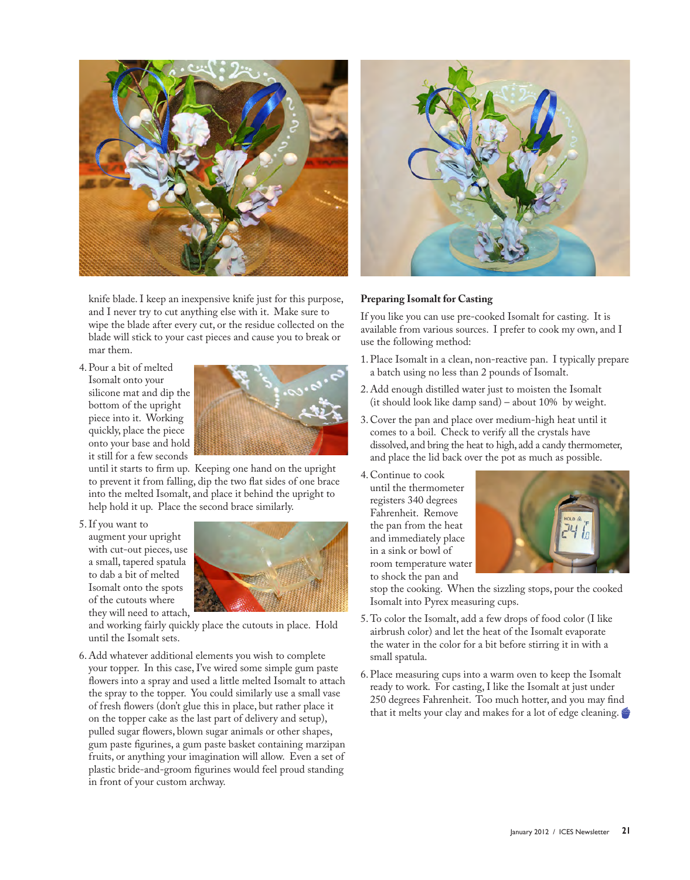knife blade. I keep an inexpensive knife just for this purpose, and I never try to cut anything else with it. Make sure to wipe the blade after every cut, or the residue collected on the blade will stick to your cast pieces and cause you to break or mar them.

4. Pour a bit of melted Isomalt onto your silicone mat and dip the bottom of the upright piece into it. Working quickly, place the piece onto your base and hold it still for a few seconds until it starts to firm up. Keeping one hand on the upright to prevent it from falling, dip the two flat sides of one brace into the melted Isomalt, and place it behind the upright to help hold it up. Place the second brace similarly.

5. If you want to augment your upright with cut-out pieces, use a small, tapered spatula to dab a bit of melted Isomalt onto the spots of the cutouts where they will need to attach, and working fairly quickly place the cutouts in place. Hold until the Isomalt sets.

6. Add whatever additional elements you wish to complete your topper. In this case, I've wired some simple gum paste flowers into a spray and used a little melted Isomalt to attach the spray to the topper. You could similarly use a small vase of fresh flowers (don't glue this in place, but rather place it on the topper cake as the last part of delivery and setup), pulled sugar flowers, blown sugar animals or other shapes, gum paste figurines, a gum paste basket containing marzipan fruits, or anything your imagination will allow. Even a set of plastic bride-and-groom figurines would feel proud standing in front of your custom archway.

**Preparing Isomalt for Casting**

If you like you can use pre-cooked Isomalt for casting. It is available from various sources. I prefer to cook my own, and I use the following method:

1. Place Isomalt in a clean, non-reactive pan. I typically prepare a batch using no less than 2 pounds of Isomalt.

2. Add enough distilled water just to moisten the Isomalt (it should look like damp sand) – about 10% by weight.

3. Cover the pan and place over medium-high heat until it comes to a boil. Check to verify all the crystals have dissolved, and bring the heat to high, add a candy thermometer, and place the lid back over the pot as much as possible.

4. Continue to cook until the thermometer registers 340 degrees Fahrenheit. Remove the pan from the heat and immediately place in a sink or bowl of room temperature water to shock the pan and stop the cooking. When the sizzling stops, pour the cooked Isomalt into Pyrex measuring cups.

5. To color the Isomalt, add a few drops of food color (I like airbrush color) and let the heat of the Isomalt evaporate the water in the color for a bit before stirring it in with a small spatula.

6. Place measuring cups into a warm oven to keep the Isomalt ready to work. For casting, I like the Isomalt at just under 250 degrees Fahrenheit. Too much hotter, and you may find that it melts your clay and makes for a lot of edge cleaning.